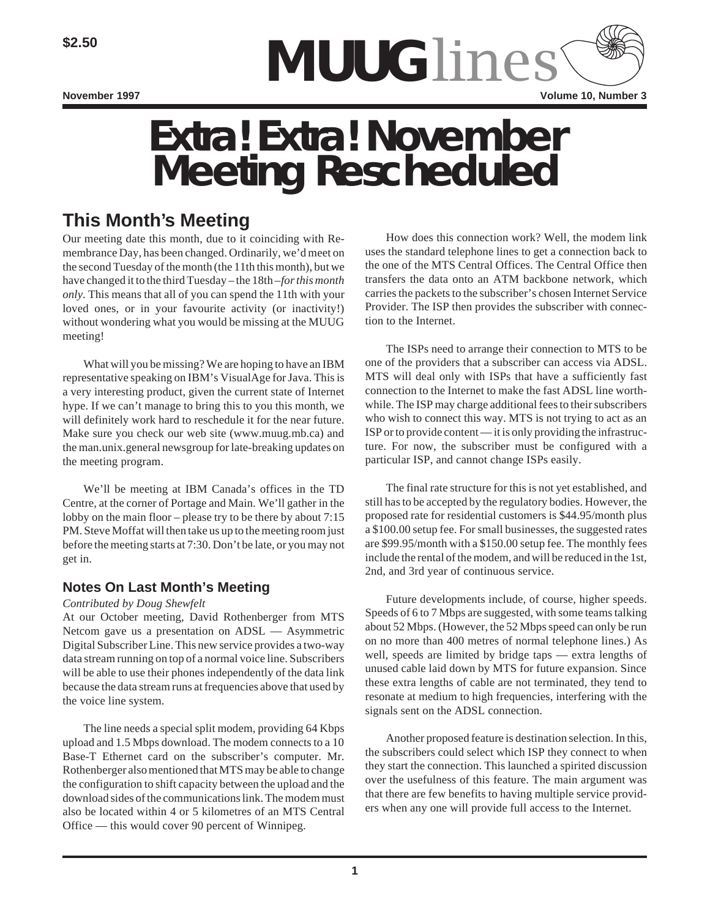$2.50

# MUUGlines

November 1997 Volume 10, Number 3

# Extra! Extra! November Meeting Rescheduled

## This Month's Meeting

Our meeting date this month, due to it coinciding with Remembrance Day, has been changed. Ordinarily, we'd meet on the second Tuesday of the month (the 11th this month), but we have changed it to the third Tuesday – the 18th – *for this month only*. This means that all of you can spend the 11th with your loved ones, or in your favourite activity (or inactivity!) without wondering what you would be missing at the MUUG meeting!

What will you be missing? We are hoping to have an IBM representative speaking on IBM's VisualAge for Java. This is a very interesting product, given the current state of Internet hype. If we can't manage to bring this to you this month, we will definitely work hard to reschedule it for the near future. Make sure you check our web site (www.muug.mb.ca) and the man.unix.general newsgroup for late-breaking updates on the meeting program.

We'll be meeting at IBM Canada's offices in the TD Centre, at the corner of Portage and Main. We'll gather in the lobby on the main floor – please try to be there by about 7:15 PM. Steve Moffat will then take us up to the meeting room just before the meeting starts at 7:30. Don't be late, or you may not get in.

### Notes On Last Month's Meeting

*Contributed by Doug Shewfelt*

At our October meeting, David Rothenberger from MTS Netcom gave us a presentation on ADSL — Asymmetric Digital Subscriber Line. This new service provides a two-way data stream running on top of a normal voice line. Subscribers will be able to use their phones independently of the data link because the data stream runs at frequencies above that used by the voice line system.

The line needs a special split modem, providing 64 Kbps upload and 1.5 Mbps download. The modem connects to a 10 Base-T Ethernet card on the subscriber's computer. Mr. Rothenberger also mentioned that MTS may be able to change the configuration to shift capacity between the upload and the download sides of the communications link. The modem must also be located within 4 or 5 kilometres of an MTS Central Office — this would cover 90 percent of Winnipeg.

How does this connection work? Well, the modem link uses the standard telephone lines to get a connection back to the one of the MTS Central Offices. The Central Office then transfers the data onto an ATM backbone network, which carries the packets to the subscriber's chosen Internet Service Provider. The ISP then provides the subscriber with connection to the Internet.

The ISPs need to arrange their connection to MTS to be one of the providers that a subscriber can access via ADSL. MTS will deal only with ISPs that have a sufficiently fast connection to the Internet to make the fast ADSL line worthwhile. The ISP may charge additional fees to their subscribers who wish to connect this way. MTS is not trying to act as an ISP or to provide content — it is only providing the infrastructure. For now, the subscriber must be configured with a particular ISP, and cannot change ISPs easily.

The final rate structure for this is not yet established, and still has to be accepted by the regulatory bodies. However, the proposed rate for residential customers is $44.95/month plus a $100.00 setup fee. For small businesses, the suggested rates are $99.95/month with a $150.00 setup fee. The monthly fees include the rental of the modem, and will be reduced in the 1st, 2nd, and 3rd year of continuous service.

Future developments include, of course, higher speeds. Speeds of 6 to 7 Mbps are suggested, with some teams talking about 52 Mbps. (However, the 52 Mbps speed can only be run on no more than 400 metres of normal telephone lines.) As well, speeds are limited by bridge taps — extra lengths of unused cable laid down by MTS for future expansion. Since these extra lengths of cable are not terminated, they tend to resonate at medium to high frequencies, interfering with the signals sent on the ADSL connection.

Another proposed feature is destination selection. In this, the subscribers could select which ISP they connect to when they start the connection. This launched a spirited discussion over the usefulness of this feature. The main argument was that there are few benefits to having multiple service providers when any one will provide full access to the Internet.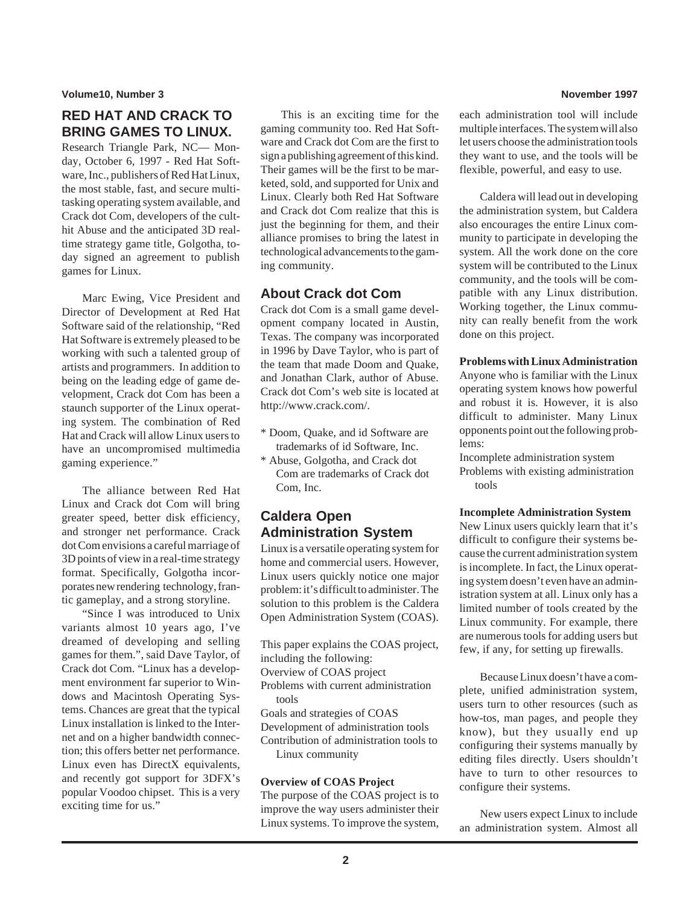## RED HAT AND CRACK TO BRING GAMES TO LINUX.

Research Triangle Park, NC— Monday, October 6, 1997 - Red Hat Software, Inc., publishers of Red Hat Linux, the most stable, fast, and secure multitasking operating system available, and Crack dot Com, developers of the cult-hit Abuse and the anticipated 3D real-time strategy game title, Golgotha, today signed an agreement to publish games for Linux.

Marc Ewing, Vice President and Director of Development at Red Hat Software said of the relationship, "Red Hat Software is extremely pleased to be working with such a talented group of artists and programmers. In addition to being on the leading edge of game development, Crack dot Com has been a staunch supporter of the Linux operating system. The combination of Red Hat and Crack will allow Linux users to have an uncompromised multimedia gaming experience."

The alliance between Red Hat Linux and Crack dot Com will bring greater speed, better disk efficiency, and stronger net performance. Crack dot Com envisions a careful marriage of 3D points of view in a real-time strategy format. Specifically, Golgotha incorporates new rendering technology, frantic gameplay, and a strong storyline.

"Since I was introduced to Unix variants almost 10 years ago, I've dreamed of developing and selling games for them.", said Dave Taylor, of Crack dot Com. "Linux has a development environment far superior to Windows and Macintosh Operating Systems. Chances are great that the typical Linux installation is linked to the Internet and on a higher bandwidth connection; this offers better net performance. Linux even has DirectX equivalents, and recently got support for 3DFX's popular Voodoo chipset. This is a very exciting time for us."

This is an exciting time for the gaming community too. Red Hat Software and Crack dot Com are the first to sign a publishing agreement of this kind. Their games will be the first to be marketed, sold, and supported for Unix and Linux. Clearly both Red Hat Software and Crack dot Com realize that this is just the beginning for them, and their alliance promises to bring the latest in technological advancements to the gaming community.

### About Crack dot Com

Crack dot Com is a small game development company located in Austin, Texas. The company was incorporated in 1996 by Dave Taylor, who is part of the team that made Doom and Quake, and Jonathan Clark, author of Abuse. Crack dot Com's web site is located at http://www.crack.com/.

* Doom, Quake, and id Software are trademarks of id Software, Inc.
* Abuse, Golgotha, and Crack dot Com are trademarks of Crack dot Com, Inc.

## Caldera Open Administration System

Linux is a versatile operating system for home and commercial users. However, Linux users quickly notice one major problem: it's difficult to administer. The solution to this problem is the Caldera Open Administration System (COAS).

This paper explains the COAS project, including the following:

- Overview of COAS project
- Problems with current administration tools
- Goals and strategies of COAS
- Development of administration tools
- Contribution of administration tools to Linux community

**Overview of COAS Project**

The purpose of the COAS project is to improve the way users administer their Linux systems. To improve the system, each administration tool will include multiple interfaces. The system will also let users choose the administration tools they want to use, and the tools will be flexible, powerful, and easy to use.

Caldera will lead out in developing the administration system, but Caldera also encourages the entire Linux community to participate in developing the system. All the work done on the core system will be contributed to the Linux community, and the tools will be compatible with any Linux distribution. Working together, the Linux community can really benefit from the work done on this project.

**Problems with Linux Administration**

Anyone who is familiar with the Linux operating system knows how powerful and robust it is. However, it is also difficult to administer. Many Linux opponents point out the following problems:

- Incomplete administration system
- Problems with existing administration tools

**Incomplete Administration System**

New Linux users quickly learn that it's difficult to configure their systems because the current administration system is incomplete. In fact, the Linux operating system doesn't even have an administration system at all. Linux only has a limited number of tools created by the Linux community. For example, there are numerous tools for adding users but few, if any, for setting up firewalls.

Because Linux doesn't have a complete, unified administration system, users turn to other resources (such as how-tos, man pages, and people they know), but they usually end up configuring their systems manually by editing files directly. Users shouldn't have to turn to other resources to configure their systems.

New users expect Linux to include an administration system. Almost all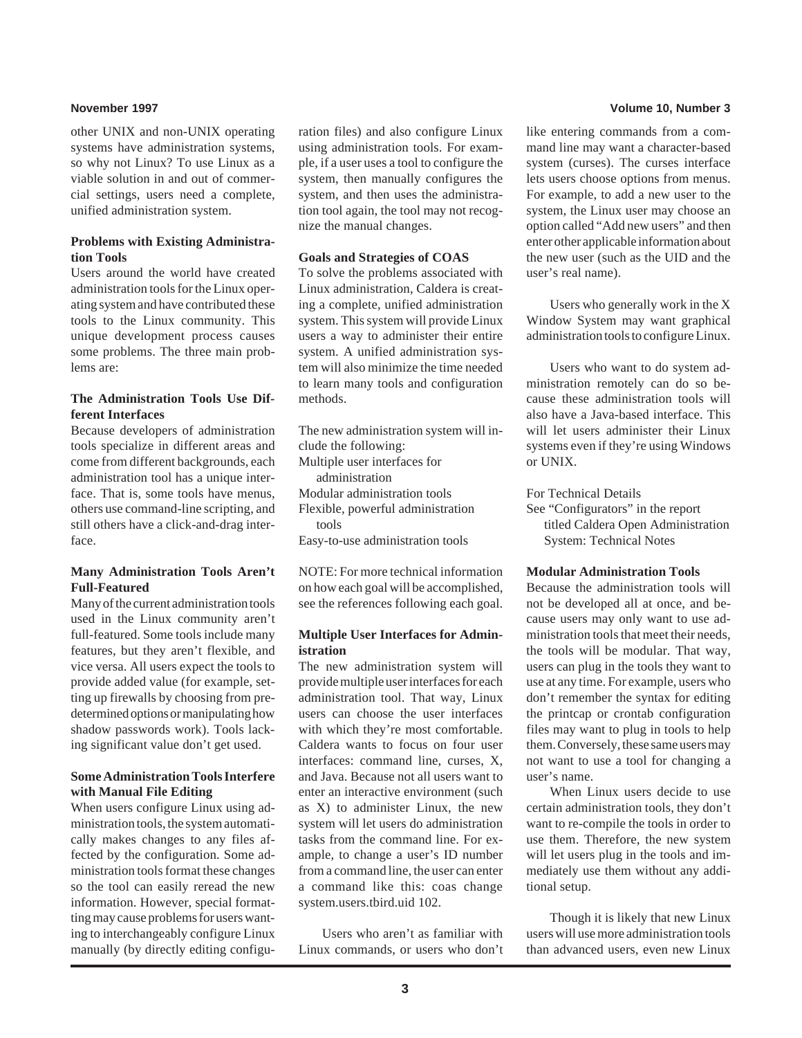other UNIX and non-UNIX operating systems have administration systems, so why not Linux? To use Linux as a viable solution in and out of commercial settings, users need a complete, unified administration system.

### Problems with Existing Administration Tools

Users around the world have created administration tools for the Linux operating system and have contributed these tools to the Linux community. This unique development process causes some problems. The three main problems are:

### The Administration Tools Use Different Interfaces

Because developers of administration tools specialize in different areas and come from different backgrounds, each administration tool has a unique interface. That is, some tools have menus, others use command-line scripting, and still others have a click-and-drag interface.

### Many Administration Tools Aren't Full-Featured

Many of the current administration tools used in the Linux community aren't full-featured. Some tools include many features, but they aren't flexible, and vice versa. All users expect the tools to provide added value (for example, setting up firewalls by choosing from predetermined options or manipulating how shadow passwords work). Tools lacking significant value don't get used.

### Some Administration Tools Interfere with Manual File Editing

When users configure Linux using administration tools, the system automatically makes changes to any files affected by the configuration. Some administration tools format these changes so the tool can easily reread the new information. However, special formatting may cause problems for users wanting to interchangeably configure Linux manually (by directly editing configuration files) and also configure Linux using administration tools. For example, if a user uses a tool to configure the system, then manually configures the system, and then uses the administration tool again, the tool may not recognize the manual changes.

### Goals and Strategies of COAS

To solve the problems associated with Linux administration, Caldera is creating a complete, unified administration system. This system will provide Linux users a way to administer their entire system. A unified administration system will also minimize the time needed to learn many tools and configuration methods.

The new administration system will include the following:

- Multiple user interfaces for administration
- Modular administration tools
- Flexible, powerful administration tools
- Easy-to-use administration tools

NOTE: For more technical information on how each goal will be accomplished, see the references following each goal.

### Multiple User Interfaces for Administration

The new administration system will provide multiple user interfaces for each administration tool. That way, Linux users can choose the user interfaces with which they're most comfortable. Caldera wants to focus on four user interfaces: command line, curses, X, and Java. Because not all users want to enter an interactive environment (such as X) to administer Linux, the new system will let users do administration tasks from the command line. For example, to change a user's ID number from a command line, the user can enter a command like this: coas change system.users.tbird.uid 102.

Users who aren't as familiar with Linux commands, or users who don't like entering commands from a command line may want a character-based system (curses). The curses interface lets users choose options from menus. For example, to add a new user to the system, the Linux user may choose an option called "Add new users" and then enter other applicable information about the new user (such as the UID and the user's real name).

Users who generally work in the X Window System may want graphical administration tools to configure Linux.

Users who want to do system administration remotely can do so because these administration tools will also have a Java-based interface. This will let users administer their Linux systems even if they're using Windows or UNIX.

For Technical Details
See "Configurators" in the report titled Caldera Open Administration System: Technical Notes

### Modular Administration Tools

Because the administration tools will not be developed all at once, and because users may only want to use administration tools that meet their needs, the tools will be modular. That way, users can plug in the tools they want to use at any time. For example, users who don't remember the syntax for editing the printcap or crontab configuration files may want to plug in tools to help them. Conversely, these same users may not want to use a tool for changing a user's name.

When Linux users decide to use certain administration tools, they don't want to re-compile the tools in order to use them. Therefore, the new system will let users plug in the tools and immediately use them without any additional setup.

Though it is likely that new Linux users will use more administration tools than advanced users, even new Linux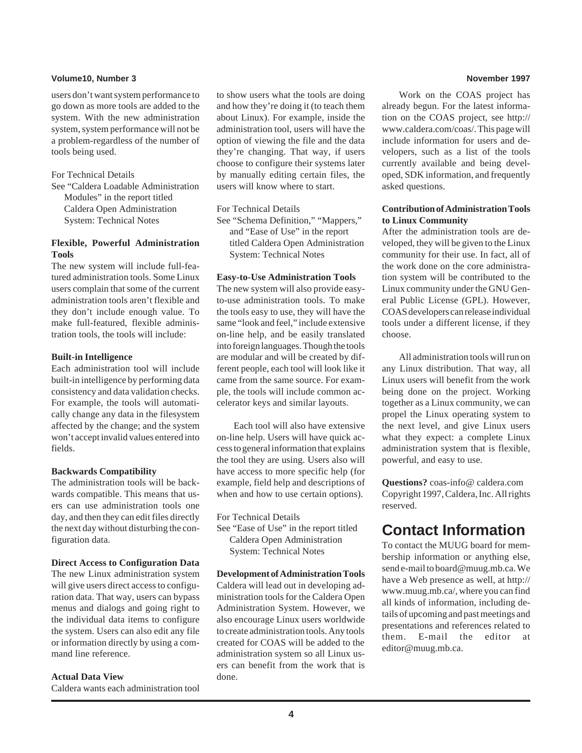users don't want system performance to go down as more tools are added to the system. With the new administration system, system performance will not be a problem-regardless of the number of tools being used.

For Technical Details
See "Caldera Loadable Administration Modules" in the report titled Caldera Open Administration System: Technical Notes

**Flexible, Powerful Administration Tools**

The new system will include full-featured administration tools. Some Linux users complain that some of the current administration tools aren't flexible and they don't include enough value. To make full-featured, flexible administration tools, the tools will include:

**Built-in Intelligence**

Each administration tool will include built-in intelligence by performing data consistency and data validation checks. For example, the tools will automatically change any data in the filesystem affected by the change; and the system won't accept invalid values entered into fields.

**Backwards Compatibility**

The administration tools will be backwards compatible. This means that users can use administration tools one day, and then they can edit files directly the next day without disturbing the configuration data.

**Direct Access to Configuration Data**

The new Linux administration system will give users direct access to configuration data. That way, users can bypass menus and dialogs and going right to the individual data items to configure the system. Users can also edit any file or information directly by using a command line reference.

**Actual Data View**

Caldera wants each administration tool to show users what the tools are doing and how they're doing it (to teach them about Linux). For example, inside the administration tool, users will have the option of viewing the file and the data they're changing. That way, if users choose to configure their systems later by manually editing certain files, the users will know where to start.

For Technical Details
See "Schema Definition," "Mappers," and "Ease of Use" in the report titled Caldera Open Administration System: Technical Notes

**Easy-to-Use Administration Tools**

The new system will also provide easy-to-use administration tools. To make the tools easy to use, they will have the same "look and feel," include extensive on-line help, and be easily translated into foreign languages. Though the tools are modular and will be created by different people, each tool will look like it came from the same source. For example, the tools will include common accelerator keys and similar layouts.

Each tool will also have extensive on-line help. Users will have quick access to general information that explains the tool they are using. Users also will have access to more specific help (for example, field help and descriptions of when and how to use certain options).

For Technical Details
See "Ease of Use" in the report titled Caldera Open Administration System: Technical Notes

**Development of Administration Tools**

Caldera will lead out in developing administration tools for the Caldera Open Administration System. However, we also encourage Linux users worldwide to create administration tools. Any tools created for COAS will be added to the administration system so all Linux users can benefit from the work that is done.

Work on the COAS project has already begun. For the latest information on the COAS project, see http://www.caldera.com/coas/. This page will include information for users and developers, such as a list of the tools currently available and being developed, SDK information, and frequently asked questions.

**Contribution of Administration Tools to Linux Community**

After the administration tools are developed, they will be given to the Linux community for their use. In fact, all of the work done on the core administration system will be contributed to the Linux community under the GNU General Public License (GPL). However, COAS developers can release individual tools under a different license, if they choose.

All administration tools will run on any Linux distribution. That way, all Linux users will benefit from the work being done on the project. Working together as a Linux community, we can propel the Linux operating system to the next level, and give Linux users what they expect: a complete Linux administration system that is flexible, powerful, and easy to use.

**Questions?** coas-info@ caldera.com
Copyright 1997, Caldera, Inc. All rights reserved.

# Contact Information

To contact the MUUG board for membership information or anything else, send e-mail to board@muug.mb.ca. We have a Web presence as well, at http://www.muug.mb.ca/, where you can find all kinds of information, including details of upcoming and past meetings and presentations and references related to them. E-mail the editor at editor@muug.mb.ca.